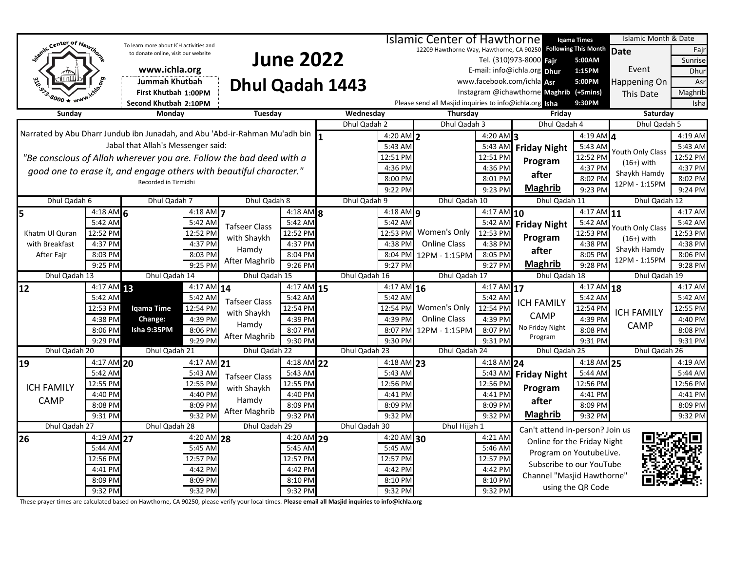# Islamic Center of Hawthorne

12209 Hawthorne Way, Hawthorne, CA 90250
Tel. (310)973-8000
E-mail: info@ichla.org
www.facebook.com/ichla
Instagram @ichawthorne
Please send all Masjid inquiries to info@ichla.org

To learn more about ICH activities and to donate online, visit our website

**www.ichla.org**

**Jummah Khutbah**
**First Khutbah 1:00PM**
**Second Khutbah 2:10PM**

# June 2022
# Dhul Qadah 1443

**Iqama Times Following This Month**

| | |
|---|---|
| Fajr | 5:00AM |
| Dhur | 1:15PM |
| Asr | 5:00PM |
| Maghrib | (+5mins) |
| Isha | 9:30PM |

**Islamic Month & Date** — Date / Event Happening On This Date — Fajr, Sunrise, Dhur, Asr, Maghrib, Isha

Narrated by Abu Dharr Jundub ibn Junadah, and Abu 'Abd-ir-Rahman Mu'adh bin Jabal that Allah's Messenger said:

*"Be conscious of Allah wherever you are. Follow the bad deed with a good one to erase it, and engage others with beautiful character."*

Recorded in Tirmidhi

| Date | Islamic Date | Event | Fajr | Sunrise | Dhur | Asr | Maghrib | Isha |
|---|---|---|---|---|---|---|---|---|
| Wed 1 | Dhul Qadah 2 | | 4:20 AM | 5:43 AM | 12:51 PM | 4:36 PM | 8:00 PM | 9:22 PM |
| Thu 2 | Dhul Qadah 3 | | 4:20 AM | 5:43 AM | 12:51 PM | 4:36 PM | 8:01 PM | 9:23 PM |
| Fri 3 | Dhul Qadah 4 | Friday Night Program after Maghrib | 4:19 AM | 5:43 AM | 12:52 PM | 4:37 PM | 8:02 PM | 9:23 PM |
| Sat 4 | Dhul Qadah 5 | Youth Only Class (16+) with Shaykh Hamdy 12PM - 1:15PM | 4:19 AM | 5:43 AM | 12:52 PM | 4:37 PM | 8:02 PM | 9:24 PM |
| Sun 5 | Dhul Qadah 6 | Khatm Ul Quran with Breakfast After Fajr | 4:18 AM | 5:42 AM | 12:52 PM | 4:37 PM | 8:03 PM | 9:25 PM |
| Mon 6 | Dhul Qadah 7 | | 4:18 AM | 5:42 AM | 12:52 PM | 4:37 PM | 8:03 PM | 9:25 PM |
| Tue 7 | Dhul Qadah 8 | Tafseer Class with Shaykh Hamdy After Maghrib | 4:18 AM | 5:42 AM | 12:52 PM | 4:37 PM | 8:04 PM | 9:26 PM |
| Wed 8 | Dhul Qadah 9 | | 4:18 AM | 5:42 AM | 12:53 PM | 4:38 PM | 8:04 PM | 9:27 PM |
| Thu 9 | Dhul Qadah 10 | Women's Only Online Class 12PM - 1:15PM | 4:17 AM | 5:42 AM | 12:53 PM | 4:38 PM | 8:05 PM | 9:27 PM |
| Fri 10 | Dhul Qadah 11 | Friday Night Program after Maghrib | 4:17 AM | 5:42 AM | 12:53 PM | 4:38 PM | 8:05 PM | 9:28 PM |
| Sat 11 | Dhul Qadah 12 | Youth Only Class (16+) with Shaykh Hamdy 12PM - 1:15PM | 4:17 AM | 5:42 AM | 12:53 PM | 4:38 PM | 8:06 PM | 9:28 PM |
| Sun 12 | Dhul Qadah 13 | | 4:17 AM | 5:42 AM | 12:53 PM | 4:38 PM | 8:06 PM | 9:29 PM |
| Mon 13 | Dhul Qadah 14 | **Iqama Time Change: Isha 9:35PM** | 4:17 AM | 5:42 AM | 12:54 PM | 4:39 PM | 8:06 PM | 9:29 PM |
| Tue 14 | Dhul Qadah 15 | Tafseer Class with Shaykh Hamdy After Maghrib | 4:17 AM | 5:42 AM | 12:54 PM | 4:39 PM | 8:07 PM | 9:30 PM |
| Wed 15 | Dhul Qadah 16 | | 4:17 AM | 5:42 AM | 12:54 PM | 4:39 PM | 8:07 PM | 9:30 PM |
| Thu 16 | Dhul Qadah 17 | Women's Only Online Class 12PM - 1:15PM | 4:17 AM | 5:42 AM | 12:54 PM | 4:39 PM | 8:07 PM | 9:31 PM |
| Fri 17 | Dhul Qadah 18 | ICH FAMILY CAMP — No Friday Night Program | 4:17 AM | 5:42 AM | 12:54 PM | 4:39 PM | 8:08 PM | 9:31 PM |
| Sat 18 | Dhul Qadah 19 | ICH FAMILY CAMP | 4:17 AM | 5:42 AM | 12:55 PM | 4:40 PM | 8:08 PM | 9:31 PM |
| Sun 19 | Dhul Qadah 20 | ICH FAMILY CAMP | 4:17 AM | 5:42 AM | 12:55 PM | 4:40 PM | 8:08 PM | 9:31 PM |
| Mon 20 | Dhul Qadah 21 | | 4:17 AM | 5:43 AM | 12:55 PM | 4:40 PM | 8:09 PM | 9:32 PM |
| Tue 21 | Dhul Qadah 22 | Tafseer Class with Shaykh Hamdy After Maghrib | 4:18 AM | 5:43 AM | 12:55 PM | 4:40 PM | 8:09 PM | 9:32 PM |
| Wed 22 | Dhul Qadah 23 | | 4:18 AM | 5:43 AM | 12:56 PM | 4:41 PM | 8:09 PM | 9:32 PM |
| Thu 23 | Dhul Qadah 24 | | 4:18 AM | 5:43 AM | 12:56 PM | 4:41 PM | 8:09 PM | 9:32 PM |
| Fri 24 | Dhul Qadah 25 | Friday Night Program after Maghrib | 4:18 AM | 5:44 AM | 12:56 PM | 4:41 PM | 8:09 PM | 9:32 PM |
| Sat 25 | Dhul Qadah 26 | | 4:19 AM | 5:44 AM | 12:56 PM | 4:41 PM | 8:09 PM | 9:32 PM |
| Sun 26 | Dhul Qadah 27 | | 4:19 AM | 5:44 AM | 12:56 PM | 4:41 PM | 8:09 PM | 9:32 PM |
| Mon 27 | Dhul Qadah 28 | | 4:20 AM | 5:45 AM | 12:57 PM | 4:42 PM | 8:09 PM | 9:32 PM |
| Tue 28 | Dhul Qadah 29 | | 4:20 AM | 5:45 AM | 12:57 PM | 4:42 PM | 8:10 PM | 9:32 PM |
| Wed 29 | Dhul Qadah 30 | | 4:20 AM | 5:45 AM | 12:57 PM | 4:42 PM | 8:10 PM | 9:32 PM |
| Thu 30 | Dhul Hijjah 1 | | 4:21 AM | 5:46 AM | 12:57 PM | 4:42 PM | 8:10 PM | 9:32 PM |

Can't attend in-person? Join us Online for the Friday Night Program on YoutubeLive. Subscribe to our YouTube Channel "Masjid Hawthorne" using the QR Code

These prayer times are calculated based on Hawthorne, CA 90250, please verify your local times. **Please email all Masjid inquiries to info@ichla.org**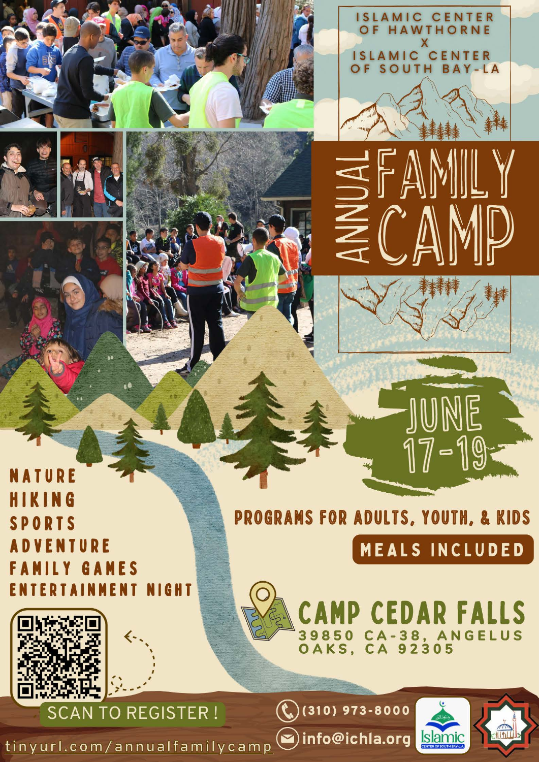ISLAMIC CENTER OF HAWTHORNE
X
ISLAMIC CENTER OF SOUTH BAY-LA

# ANNUAL FAMILY CAMP

## JUNE 17-19

- NATURE
- HIKING
- SPORTS
- ADVENTURE
- FAMILY GAMES
- ENTERTAINMENT NIGHT

PROGRAMS FOR ADULTS, YOUTH, & KIDS

**MEALS INCLUDED**

## CAMP CEDAR FALLS

39850 CA-38, ANGELUS OAKS, CA 92305

SCAN TO REGISTER!

tinyurl.com/annualfamilycamp

(310) 973-8000

info@ichla.org

Islamic CENTER OF SOUTH BAY-LA